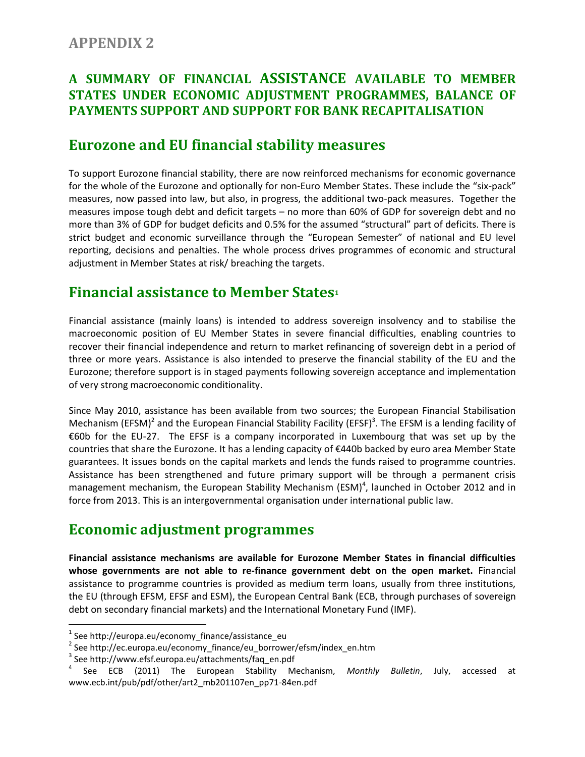# APPENDIX 2

## A SUMMARY OF FINANCIAL ASSISTANCE AVAILABLE TO MEMBER STATES UNDER ECONOMIC ADJUSTMENT PROGRAMMES, BALANCE OF PAYMENTS SUPPORT AND SUPPORT FOR BANK RECAPITALISATION

## Eurozone and EU financial stability measures

To support Eurozone financial stability, there are now reinforced mechanisms for economic governance for the whole of the Eurozone and optionally for non-Euro Member States. These include the "six-pack" measures, now passed into law, but also, in progress, the additional two-pack measures. Together the measures impose tough debt and deficit targets – no more than 60% of GDP for sovereign debt and no more than 3% of GDP for budget deficits and 0.5% for the assumed "structural" part of deficits. There is strict budget and economic surveillance through the "European Semester" of national and EU level reporting, decisions and penalties. The whole process drives programmes of economic and structural adjustment in Member States at risk/ breaching the targets.

## Financial assistance to Member States[1]

Financial assistance (mainly loans) is intended to address sovereign insolvency and to stabilise the macroeconomic position of EU Member States in severe financial difficulties, enabling countries to recover their financial independence and return to market refinancing of sovereign debt in a period of three or more years. Assistance is also intended to preserve the financial stability of the EU and the Eurozone; therefore support is in staged payments following sovereign acceptance and implementation of very strong macroeconomic conditionality.

Since May 2010, assistance has been available from two sources; the European Financial Stabilisation Mechanism (EFSM)[2] and the European Financial Stability Facility (EFSF)[3]. The EFSM is a lending facility of €60b for the EU-27. The EFSF is a company incorporated in Luxembourg that was set up by the countries that share the Eurozone. It has a lending capacity of €440b backed by euro area Member State guarantees. It issues bonds on the capital markets and lends the funds raised to programme countries. Assistance has been strengthened and future primary support will be through a permanent crisis management mechanism, the European Stability Mechanism (ESM)[4], launched in October 2012 and in force from 2013. This is an intergovernmental organisation under international public law.

## Economic adjustment programmes

**Financial assistance mechanisms are available for Eurozone Member States in financial difficulties whose governments are not able to re-finance government debt on the open market.** Financial assistance to programme countries is provided as medium term loans, usually from three institutions, the EU (through EFSM, EFSF and ESM), the European Central Bank (ECB, through purchases of sovereign debt on secondary financial markets) and the International Monetary Fund (IMF).

---

[1] See http://europa.eu/economy_finance/assistance_eu

[2] See http://ec.europa.eu/economy_finance/eu_borrower/efsm/index_en.htm

[3] See http://www.efsf.europa.eu/attachments/faq_en.pdf

[4] See ECB (2011) The European Stability Mechanism, *Monthly Bulletin*, July, accessed at www.ecb.int/pub/pdf/other/art2_mb201107en_pp71-84en.pdf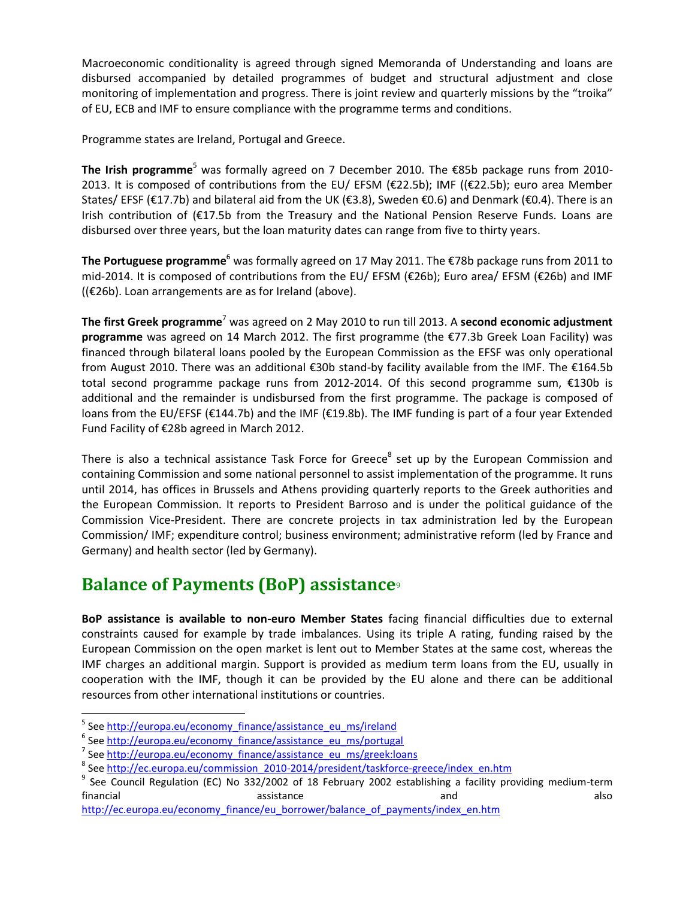Macroeconomic conditionality is agreed through signed Memoranda of Understanding and loans are disbursed accompanied by detailed programmes of budget and structural adjustment and close monitoring of implementation and progress. There is joint review and quarterly missions by the "troika" of EU, ECB and IMF to ensure compliance with the programme terms and conditions.

Programme states are Ireland, Portugal and Greece.

**The Irish programme**[5] was formally agreed on 7 December 2010. The €85b package runs from 2010-2013. It is composed of contributions from the EU/ EFSM (€22.5b); IMF ((€22.5b); euro area Member States/ EFSF (€17.7b) and bilateral aid from the UK (€3.8), Sweden €0.6) and Denmark (€0.4). There is an Irish contribution of (€17.5b from the Treasury and the National Pension Reserve Funds. Loans are disbursed over three years, but the loan maturity dates can range from five to thirty years.

**The Portuguese programme**[6] was formally agreed on 17 May 2011. The €78b package runs from 2011 to mid-2014. It is composed of contributions from the EU/ EFSM (€26b); Euro area/ EFSM (€26b) and IMF ((€26b). Loan arrangements are as for Ireland (above).

**The first Greek programme**[7] was agreed on 2 May 2010 to run till 2013. A **second economic adjustment programme** was agreed on 14 March 2012. The first programme (the €77.3b Greek Loan Facility) was financed through bilateral loans pooled by the European Commission as the EFSF was only operational from August 2010. There was an additional €30b stand-by facility available from the IMF. The €164.5b total second programme package runs from 2012-2014. Of this second programme sum, €130b is additional and the remainder is undisbursed from the first programme. The package is composed of loans from the EU/EFSF (€144.7b) and the IMF (€19.8b). The IMF funding is part of a four year Extended Fund Facility of €28b agreed in March 2012.

There is also a technical assistance Task Force for Greece[8] set up by the European Commission and containing Commission and some national personnel to assist implementation of the programme. It runs until 2014, has offices in Brussels and Athens providing quarterly reports to the Greek authorities and the European Commission. It reports to President Barroso and is under the political guidance of the Commission Vice-President. There are concrete projects in tax administration led by the European Commission/ IMF; expenditure control; business environment; administrative reform (led by France and Germany) and health sector (led by Germany).

## Balance of Payments (BoP) assistance[9]

**BoP assistance is available to non-euro Member States** facing financial difficulties due to external constraints caused for example by trade imbalances. Using its triple A rating, funding raised by the European Commission on the open market is lent out to Member States at the same cost, whereas the IMF charges an additional margin. Support is provided as medium term loans from the EU, usually in cooperation with the IMF, though it can be provided by the EU alone and there can be additional resources from other international institutions or countries.

---

[5] See http://europa.eu/economy_finance/assistance_eu_ms/ireland

[6] See http://europa.eu/economy_finance/assistance_eu_ms/portugal

[7] See http://europa.eu/economy_finance/assistance_eu_ms/greek:loans

[8] See http://ec.europa.eu/commission_2010-2014/president/taskforce-greece/index_en.htm

[9] See Council Regulation (EC) No 332/2002 of 18 February 2002 establishing a facility providing medium-term financial assistance and also http://ec.europa.eu/economy_finance/eu_borrower/balance_of_payments/index_en.htm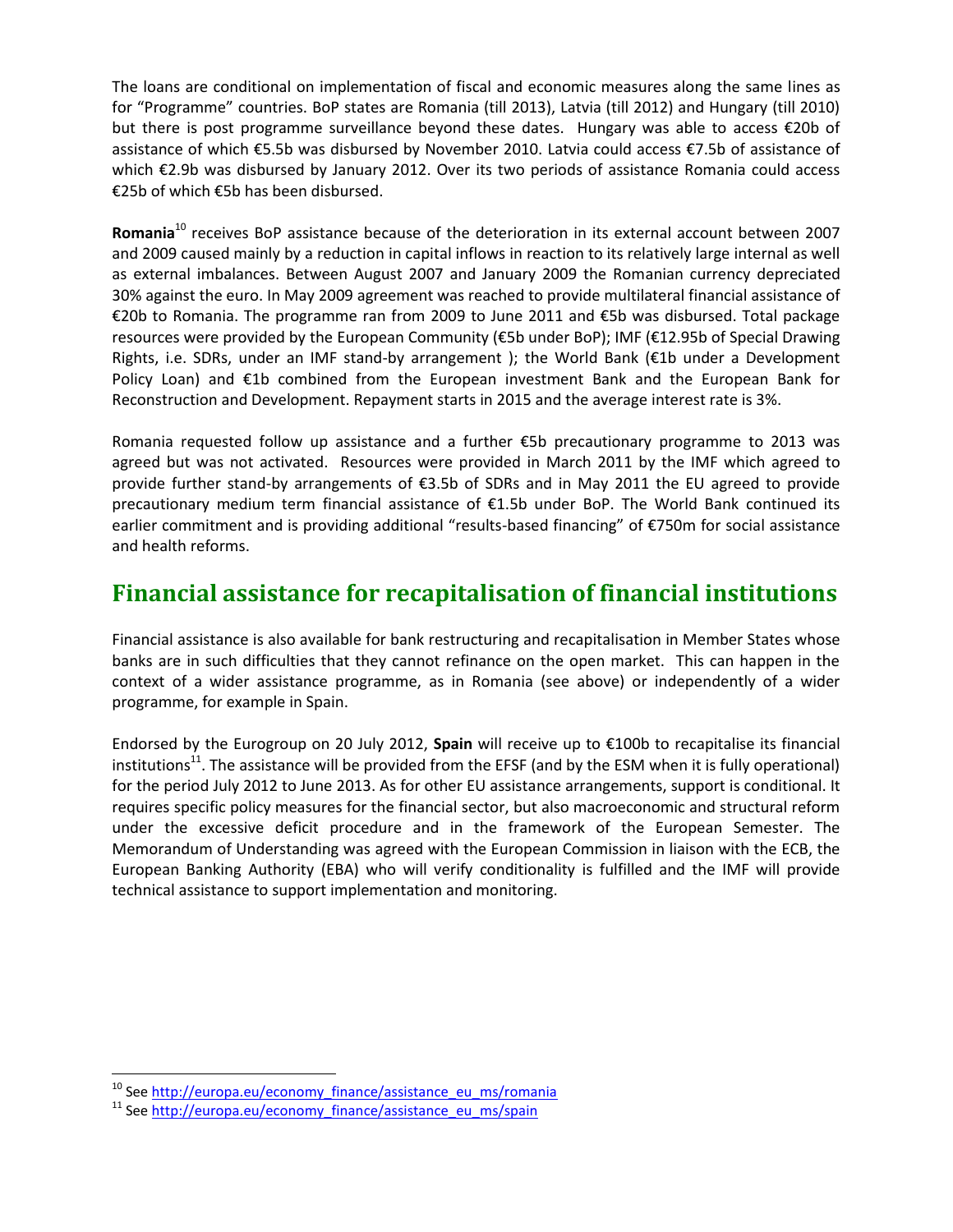The loans are conditional on implementation of fiscal and economic measures along the same lines as for "Programme" countries. BoP states are Romania (till 2013), Latvia (till 2012) and Hungary (till 2010) but there is post programme surveillance beyond these dates. Hungary was able to access €20b of assistance of which €5.5b was disbursed by November 2010. Latvia could access €7.5b of assistance of which €2.9b was disbursed by January 2012. Over its two periods of assistance Romania could access €25b of which €5b has been disbursed.

**Romania**[10] receives BoP assistance because of the deterioration in its external account between 2007 and 2009 caused mainly by a reduction in capital inflows in reaction to its relatively large internal as well as external imbalances. Between August 2007 and January 2009 the Romanian currency depreciated 30% against the euro. In May 2009 agreement was reached to provide multilateral financial assistance of €20b to Romania. The programme ran from 2009 to June 2011 and €5b was disbursed. Total package resources were provided by the European Community (€5b under BoP); IMF (€12.95b of Special Drawing Rights, i.e. SDRs, under an IMF stand-by arrangement ); the World Bank (€1b under a Development Policy Loan) and €1b combined from the European investment Bank and the European Bank for Reconstruction and Development. Repayment starts in 2015 and the average interest rate is 3%.

Romania requested follow up assistance and a further €5b precautionary programme to 2013 was agreed but was not activated. Resources were provided in March 2011 by the IMF which agreed to provide further stand-by arrangements of €3.5b of SDRs and in May 2011 the EU agreed to provide precautionary medium term financial assistance of €1.5b under BoP. The World Bank continued its earlier commitment and is providing additional "results-based financing" of €750m for social assistance and health reforms.

## Financial assistance for recapitalisation of financial institutions

Financial assistance is also available for bank restructuring and recapitalisation in Member States whose banks are in such difficulties that they cannot refinance on the open market. This can happen in the context of a wider assistance programme, as in Romania (see above) or independently of a wider programme, for example in Spain.

Endorsed by the Eurogroup on 20 July 2012, **Spain** will receive up to €100b to recapitalise its financial institutions[11]. The assistance will be provided from the EFSF (and by the ESM when it is fully operational) for the period July 2012 to June 2013. As for other EU assistance arrangements, support is conditional. It requires specific policy measures for the financial sector, but also macroeconomic and structural reform under the excessive deficit procedure and in the framework of the European Semester. The Memorandum of Understanding was agreed with the European Commission in liaison with the ECB, the European Banking Authority (EBA) who will verify conditionality is fulfilled and the IMF will provide technical assistance to support implementation and monitoring.

---

[10] See http://europa.eu/economy_finance/assistance_eu_ms/romania

[11] See http://europa.eu/economy_finance/assistance_eu_ms/spain